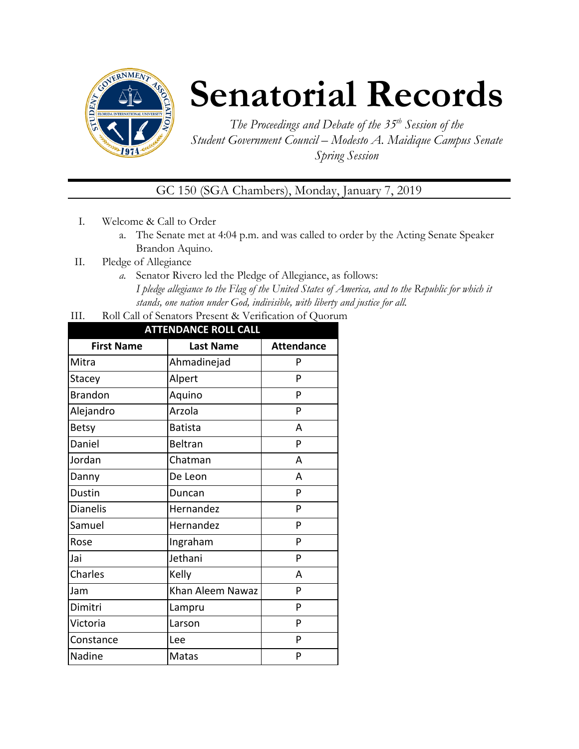# Senatorial Records

*The Proceedings and Debate of the 35th Session of the Student Government Council – Modesto A. Maidique Campus Senate Spring Session*

GC 150 (SGA Chambers), Monday, January 7, 2019

I. Welcome & Call to Order
   a. The Senate met at 4:04 p.m. and was called to order by the Acting Senate Speaker Brandon Aquino.

II. Pledge of Allegiance
   a. Senator Rivero led the Pledge of Allegiance, as follows:
   *I pledge allegiance to the Flag of the United States of America, and to the Republic for which it stands, one nation under God, indivisible, with liberty and justice for all.*

III. Roll Call of Senators Present & Verification of Quorum

| ATTENDANCE ROLL CALL | | |
|---|---|---|
| **First Name** | **Last Name** | **Attendance** |
| Mitra | Ahmadinejad | P |
| Stacey | Alpert | P |
| Brandon | Aquino | P |
| Alejandro | Arzola | P |
| Betsy | Batista | A |
| Daniel | Beltran | P |
| Jordan | Chatman | A |
| Danny | De Leon | A |
| Dustin | Duncan | P |
| Dianelis | Hernandez | P |
| Samuel | Hernandez | P |
| Rose | Ingraham | P |
| Jai | Jethani | P |
| Charles | Kelly | A |
| Jam | Khan Aleem Nawaz | P |
| Dimitri | Lampru | P |
| Victoria | Larson | P |
| Constance | Lee | P |
| Nadine | Matas | P |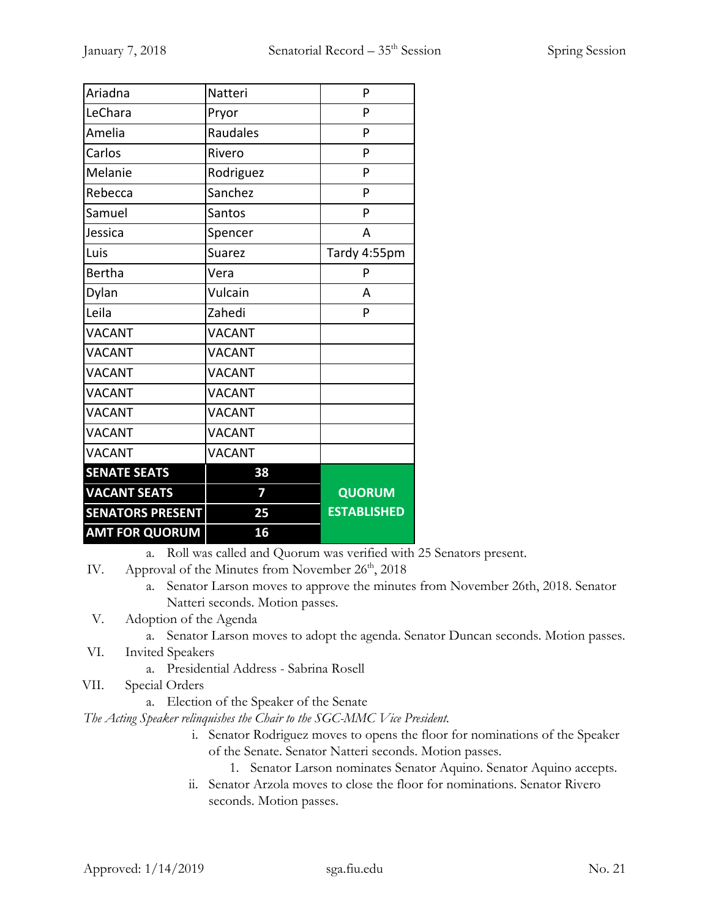| | | |
|---|---|---|
| Ariadna | Natteri | P |
| LeChara | Pryor | P |
| Amelia | Raudales | P |
| Carlos | Rivero | P |
| Melanie | Rodriguez | P |
| Rebecca | Sanchez | P |
| Samuel | Santos | P |
| Jessica | Spencer | A |
| Luis | Suarez | Tardy 4:55pm |
| Bertha | Vera | P |
| Dylan | Vulcain | A |
| Leila | Zahedi | P |
| VACANT | VACANT | |
| VACANT | VACANT | |
| VACANT | VACANT | |
| VACANT | VACANT | |
| VACANT | VACANT | |
| VACANT | VACANT | |
| VACANT | VACANT | |
| **SENATE SEATS** | **38** | |
| **VACANT SEATS** | **7** | **QUORUM** |
| **SENATORS PRESENT** | **25** | **ESTABLISHED** |
| **AMT FOR QUORUM** | **16** | |

a. Roll was called and Quorum was verified with 25 Senators present.

IV. Approval of the Minutes from November 26th, 2018

a. Senator Larson moves to approve the minutes from November 26th, 2018. Senator Natteri seconds. Motion passes.

V. Adoption of the Agenda

a. Senator Larson moves to adopt the agenda. Senator Duncan seconds. Motion passes.

VI. Invited Speakers

a. Presidential Address - Sabrina Rosell

VII. Special Orders

a. Election of the Speaker of the Senate

*The Acting Speaker relinquishes the Chair to the SGC-MMC Vice President.*

i. Senator Rodriguez moves to opens the floor for nominations of the Speaker of the Senate. Senator Natteri seconds. Motion passes.

1. Senator Larson nominates Senator Aquino. Senator Aquino accepts.

ii. Senator Arzola moves to close the floor for nominations. Senator Rivero seconds. Motion passes.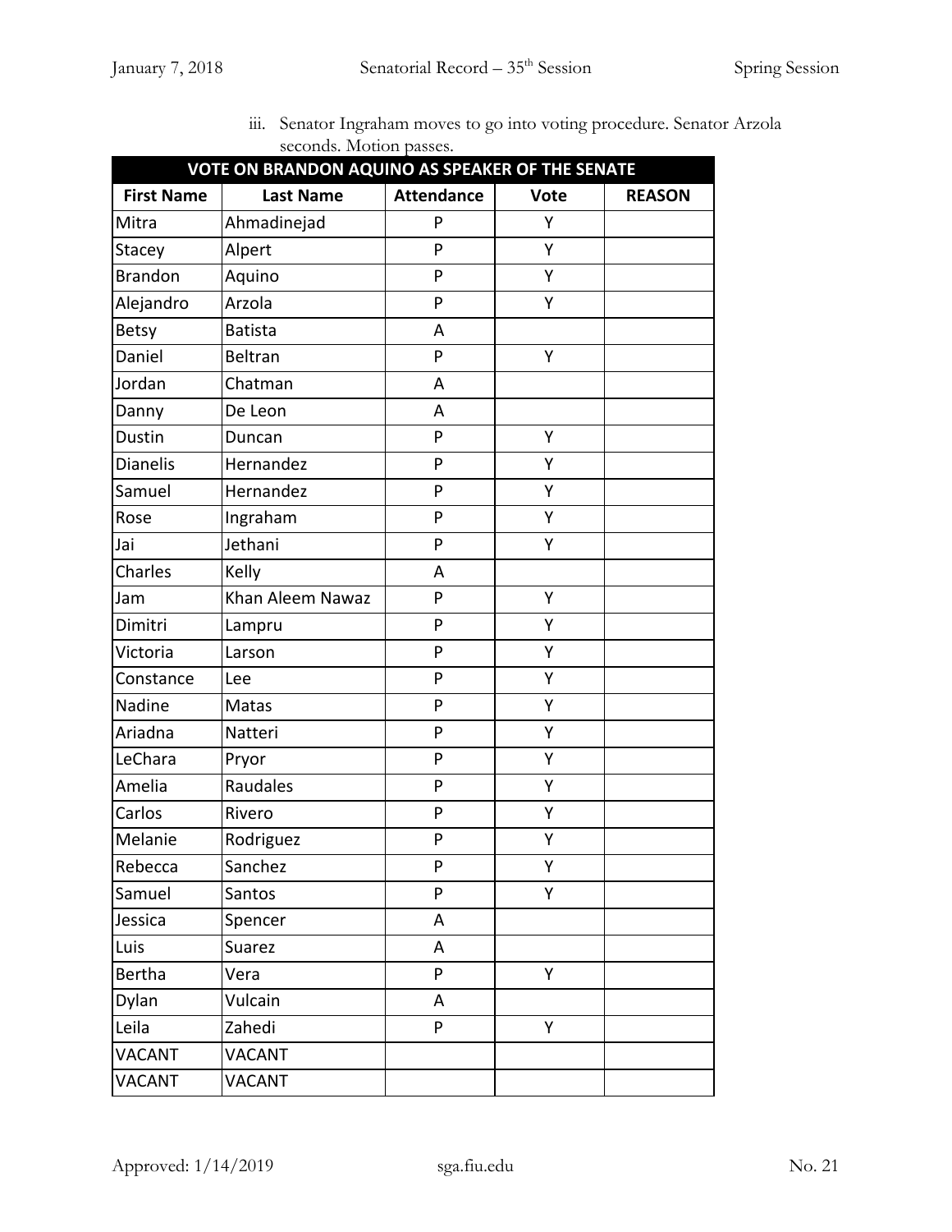iii. Senator Ingraham moves to go into voting procedure. Senator Arzola seconds. Motion passes.

| VOTE ON BRANDON AQUINO AS SPEAKER OF THE SENATE | | | | |
|---|---|---|---|---|
| **First Name** | **Last Name** | **Attendance** | **Vote** | **REASON** |
| Mitra | Ahmadinejad | P | Y | |
| Stacey | Alpert | P | Y | |
| Brandon | Aquino | P | Y | |
| Alejandro | Arzola | P | Y | |
| Betsy | Batista | A | | |
| Daniel | Beltran | P | Y | |
| Jordan | Chatman | A | | |
| Danny | De Leon | A | | |
| Dustin | Duncan | P | Y | |
| Dianelis | Hernandez | P | Y | |
| Samuel | Hernandez | P | Y | |
| Rose | Ingraham | P | Y | |
| Jai | Jethani | P | Y | |
| Charles | Kelly | A | | |
| Jam | Khan Aleem Nawaz | P | Y | |
| Dimitri | Lampru | P | Y | |
| Victoria | Larson | P | Y | |
| Constance | Lee | P | Y | |
| Nadine | Matas | P | Y | |
| Ariadna | Natteri | P | Y | |
| LeChara | Pryor | P | Y | |
| Amelia | Raudales | P | Y | |
| Carlos | Rivero | P | Y | |
| Melanie | Rodriguez | P | Y | |
| Rebecca | Sanchez | P | Y | |
| Samuel | Santos | P | Y | |
| Jessica | Spencer | A | | |
| Luis | Suarez | A | | |
| Bertha | Vera | P | Y | |
| Dylan | Vulcain | A | | |
| Leila | Zahedi | P | Y | |
| VACANT | VACANT | | | |
| VACANT | VACANT | | | |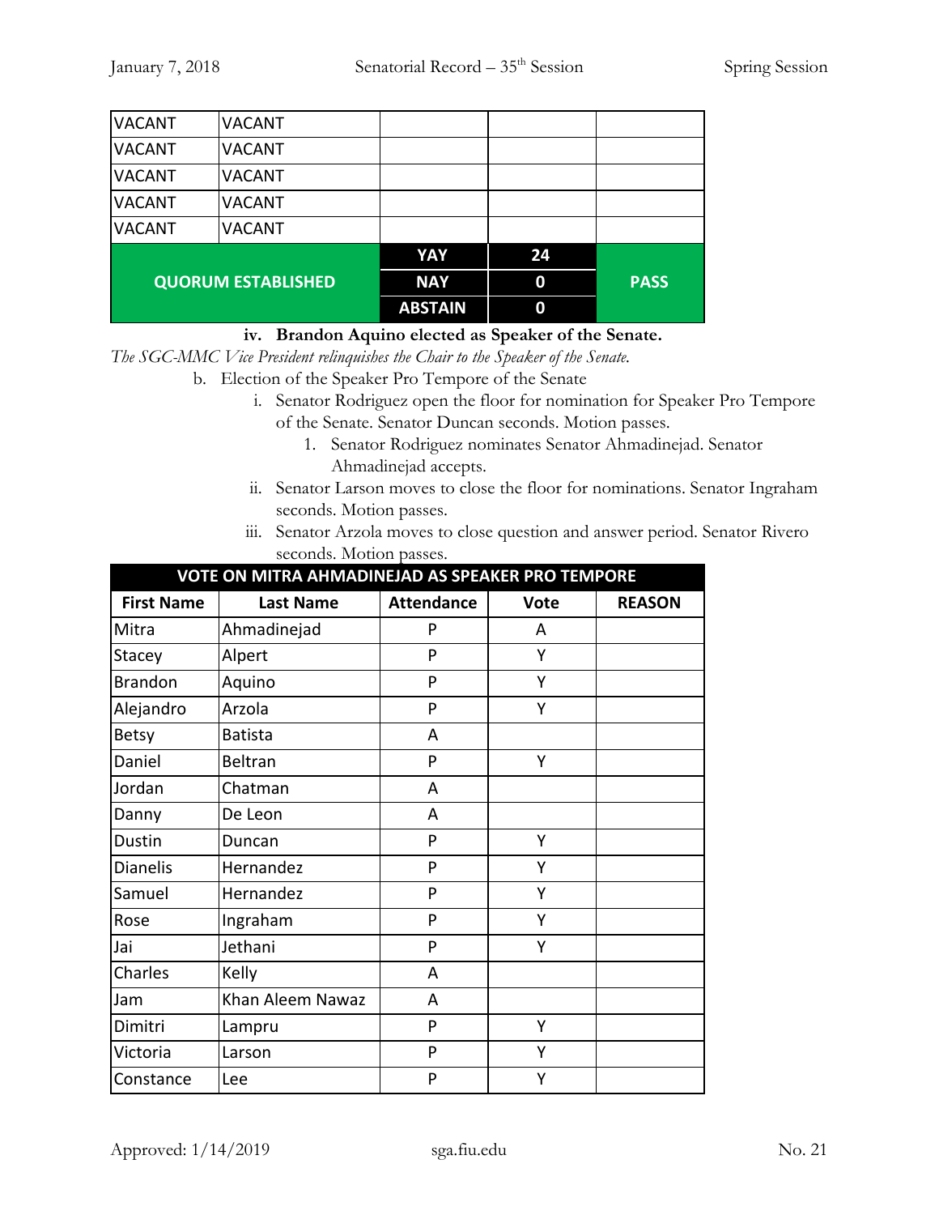| | | | | |
|---|---|---|---|---|
| VACANT | VACANT | | | |
| VACANT | VACANT | | | |
| VACANT | VACANT | | | |
| VACANT | VACANT | | | |
| VACANT | VACANT | | | |
| QUORUM ESTABLISHED | | YAY | 24 | PASS |
| | | NAY | 0 | |
| | | ABSTAIN | 0 | |

**iv. Brandon Aquino elected as Speaker of the Senate.**

*The SGC-MMC Vice President relinquishes the Chair to the Speaker of the Senate.*

b. Election of the Speaker Pro Tempore of the Senate

i. Senator Rodriguez open the floor for nomination for Speaker Pro Tempore of the Senate. Senator Duncan seconds. Motion passes.

1. Senator Rodriguez nominates Senator Ahmadinejad. Senator Ahmadinejad accepts.

ii. Senator Larson moves to close the floor for nominations. Senator Ingraham seconds. Motion passes.

iii. Senator Arzola moves to close question and answer period. Senator Rivero seconds. Motion passes.

| VOTE ON MITRA AHMADINEJAD AS SPEAKER PRO TEMPORE | | | | |
|---|---|---|---|---|
| **First Name** | **Last Name** | **Attendance** | **Vote** | **REASON** |
| Mitra | Ahmadinejad | P | A | |
| Stacey | Alpert | P | Y | |
| Brandon | Aquino | P | Y | |
| Alejandro | Arzola | P | Y | |
| Betsy | Batista | A | | |
| Daniel | Beltran | P | Y | |
| Jordan | Chatman | A | | |
| Danny | De Leon | A | | |
| Dustin | Duncan | P | Y | |
| Dianelis | Hernandez | P | Y | |
| Samuel | Hernandez | P | Y | |
| Rose | Ingraham | P | Y | |
| Jai | Jethani | P | Y | |
| Charles | Kelly | A | | |
| Jam | Khan Aleem Nawaz | A | | |
| Dimitri | Lampru | P | Y | |
| Victoria | Larson | P | Y | |
| Constance | Lee | P | Y | |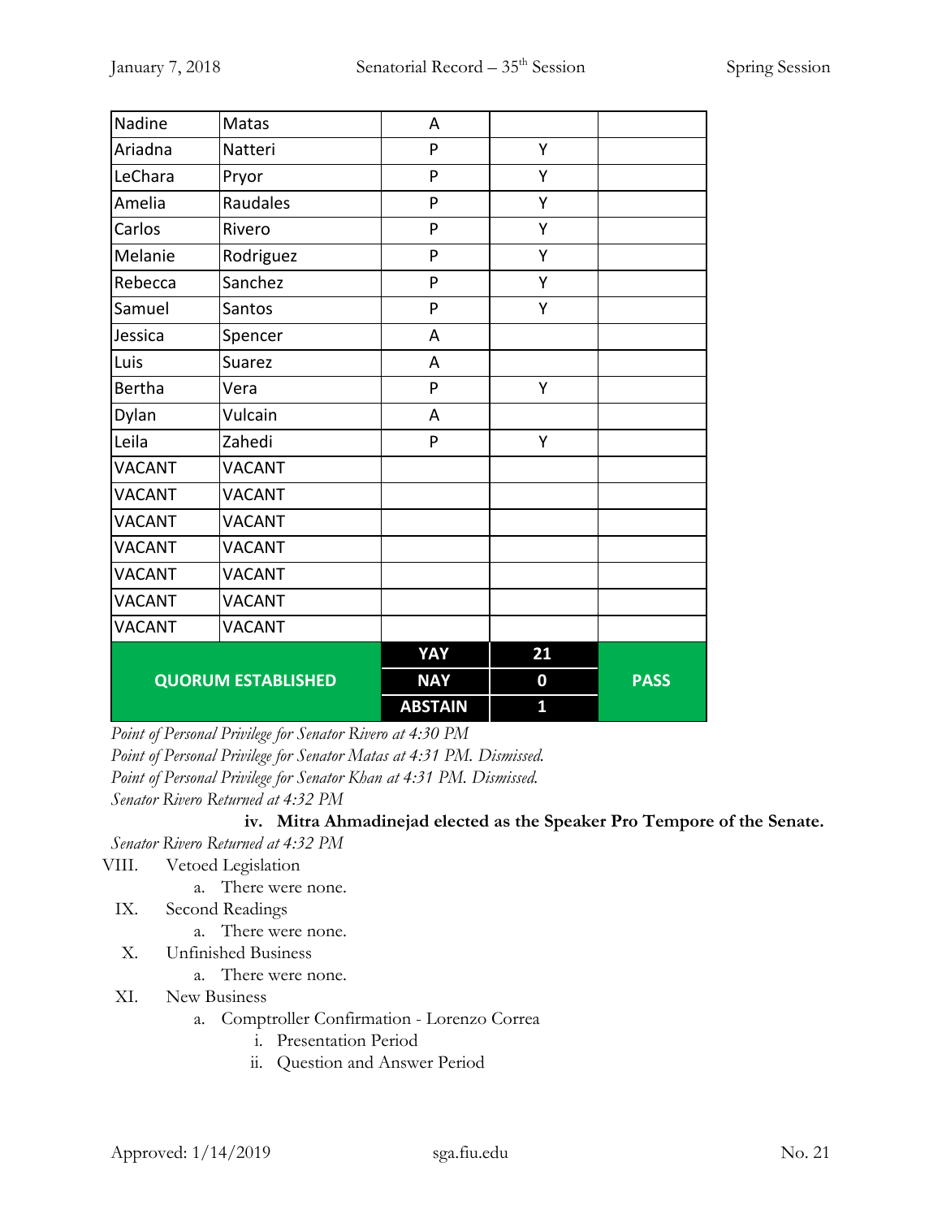| Nadine | Matas | A | | |
|---|---|---|---|---|
| Ariadna | Natteri | P | Y | |
| LeChara | Pryor | P | Y | |
| Amelia | Raudales | P | Y | |
| Carlos | Rivero | P | Y | |
| Melanie | Rodriguez | P | Y | |
| Rebecca | Sanchez | P | Y | |
| Samuel | Santos | P | Y | |
| Jessica | Spencer | A | | |
| Luis | Suarez | A | | |
| Bertha | Vera | P | Y | |
| Dylan | Vulcain | A | | |
| Leila | Zahedi | P | Y | |
| VACANT | VACANT | | | |
| VACANT | VACANT | | | |
| VACANT | VACANT | | | |
| VACANT | VACANT | | | |
| VACANT | VACANT | | | |
| VACANT | VACANT | | | |
| VACANT | VACANT | | | |
| **QUORUM ESTABLISHED** | | **YAY** | **21** | **PASS** |
| | | **NAY** | **0** | |
| | | **ABSTAIN** | **1** | |

*Point of Personal Privilege for Senator Rivero at 4:30 PM*
*Point of Personal Privilege for Senator Matas at 4:31 PM. Dismissed.*
*Point of Personal Privilege for Senator Khan at 4:31 PM. Dismissed.*
*Senator Rivero Returned at 4:32 PM*

**iv. Mitra Ahmadinejad elected as the Speaker Pro Tempore of the Senate.**

*Senator Rivero Returned at 4:32 PM*

VIII. Vetoed Legislation
  a. There were none.

IX. Second Readings
  a. There were none.

X. Unfinished Business
  a. There were none.

XI. New Business
  a. Comptroller Confirmation - Lorenzo Correa
    i. Presentation Period
    ii. Question and Answer Period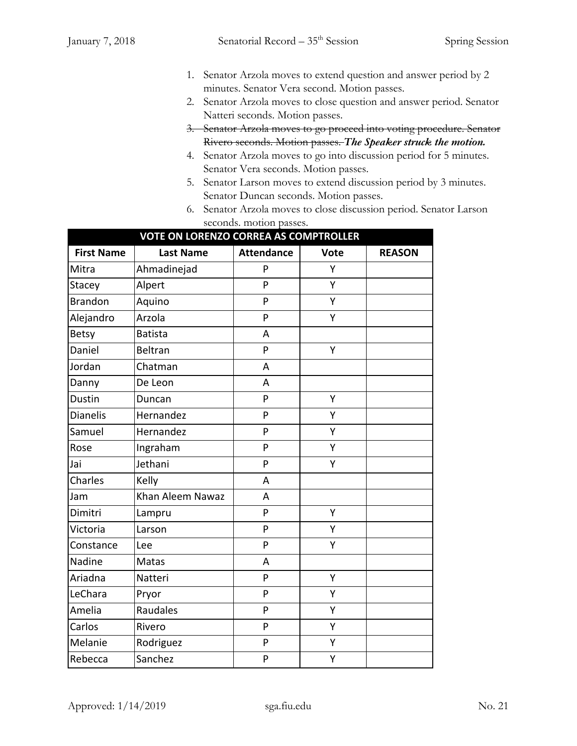1. Senator Arzola moves to extend question and answer period by 2 minutes. Senator Vera second. Motion passes.
2. Senator Arzola moves to close question and answer period. Senator Natteri seconds. Motion passes.
3. ~~Senator Arzola moves to go proceed into voting procedure. Senator Rivero seconds. Motion passes.~~ ***The Speaker struck the motion.***
4. Senator Arzola moves to go into discussion period for 5 minutes. Senator Vera seconds. Motion passes.
5. Senator Larson moves to extend discussion period by 3 minutes. Senator Duncan seconds. Motion passes.
6. Senator Arzola moves to close discussion period. Senator Larson seconds. motion passes.

| VOTE ON LORENZO CORREA AS COMPTROLLER | | | | |
|---|---|---|---|---|
| **First Name** | **Last Name** | **Attendance** | **Vote** | **REASON** |
| Mitra | Ahmadinejad | P | Y | |
| Stacey | Alpert | P | Y | |
| Brandon | Aquino | P | Y | |
| Alejandro | Arzola | P | Y | |
| Betsy | Batista | A | | |
| Daniel | Beltran | P | Y | |
| Jordan | Chatman | A | | |
| Danny | De Leon | A | | |
| Dustin | Duncan | P | Y | |
| Dianelis | Hernandez | P | Y | |
| Samuel | Hernandez | P | Y | |
| Rose | Ingraham | P | Y | |
| Jai | Jethani | P | Y | |
| Charles | Kelly | A | | |
| Jam | Khan Aleem Nawaz | A | | |
| Dimitri | Lampru | P | Y | |
| Victoria | Larson | P | Y | |
| Constance | Lee | P | Y | |
| Nadine | Matas | A | | |
| Ariadna | Natteri | P | Y | |
| LeChara | Pryor | P | Y | |
| Amelia | Raudales | P | Y | |
| Carlos | Rivero | P | Y | |
| Melanie | Rodriguez | P | Y | |
| Rebecca | Sanchez | P | Y | |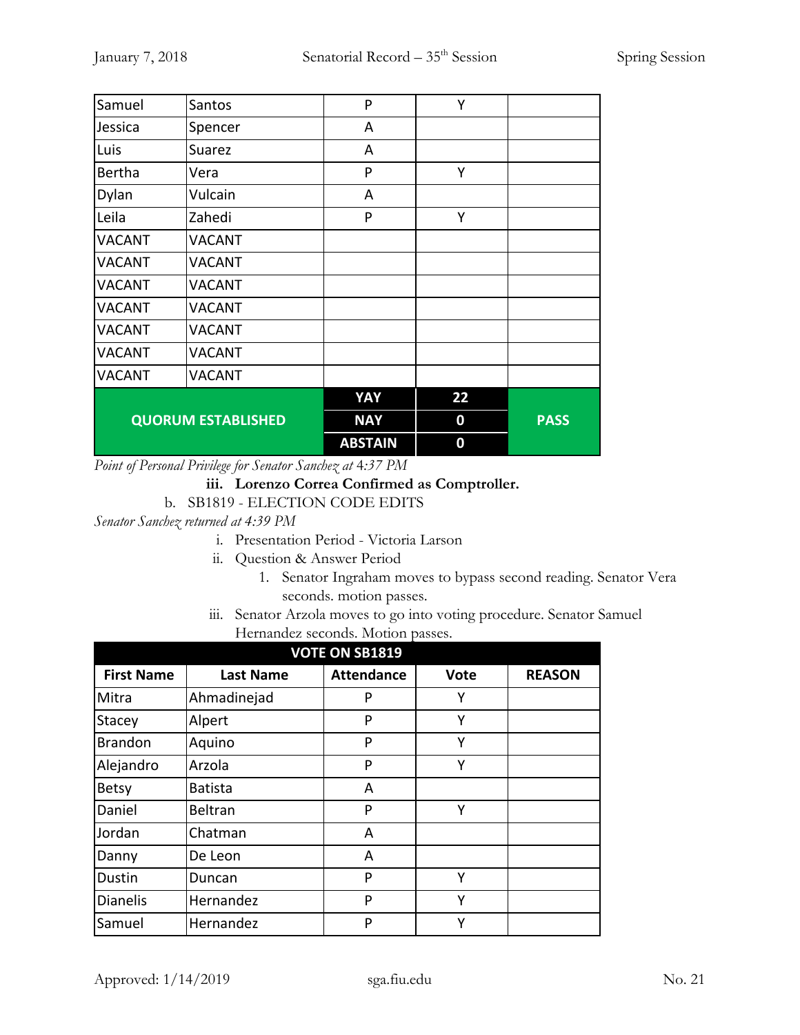| | | | | |
|---|---|---|---|---|
| Samuel | Santos | P | Y | |
| Jessica | Spencer | A | | |
| Luis | Suarez | A | | |
| Bertha | Vera | P | Y | |
| Dylan | Vulcain | A | | |
| Leila | Zahedi | P | Y | |
| VACANT | VACANT | | | |
| VACANT | VACANT | | | |
| VACANT | VACANT | | | |
| VACANT | VACANT | | | |
| VACANT | VACANT | | | |
| VACANT | VACANT | | | |
| VACANT | VACANT | | | |
| **QUORUM ESTABLISHED** | | **YAY** | **22** | **PASS** |
| | | **NAY** | **0** | |
| | | **ABSTAIN** | **0** | |

*Point of Personal Privilege for Senator Sanchez at 4:37 PM*

iii. **Lorenzo Correa Confirmed as Comptroller.**

b. SB1819 - ELECTION CODE EDITS

*Senator Sanchez returned at 4:39 PM*

i. Presentation Period - Victoria Larson

ii. Question & Answer Period

1. Senator Ingraham moves to bypass second reading. Senator Vera seconds. motion passes.

iii. Senator Arzola moves to go into voting procedure. Senator Samuel Hernandez seconds. Motion passes.

| VOTE ON SB1819 | | | | |
|---|---|---|---|---|
| **First Name** | **Last Name** | **Attendance** | **Vote** | **REASON** |
| Mitra | Ahmadinejad | P | Y | |
| Stacey | Alpert | P | Y | |
| Brandon | Aquino | P | Y | |
| Alejandro | Arzola | P | Y | |
| Betsy | Batista | A | | |
| Daniel | Beltran | P | Y | |
| Jordan | Chatman | A | | |
| Danny | De Leon | A | | |
| Dustin | Duncan | P | Y | |
| Dianelis | Hernandez | P | Y | |
| Samuel | Hernandez | P | Y | |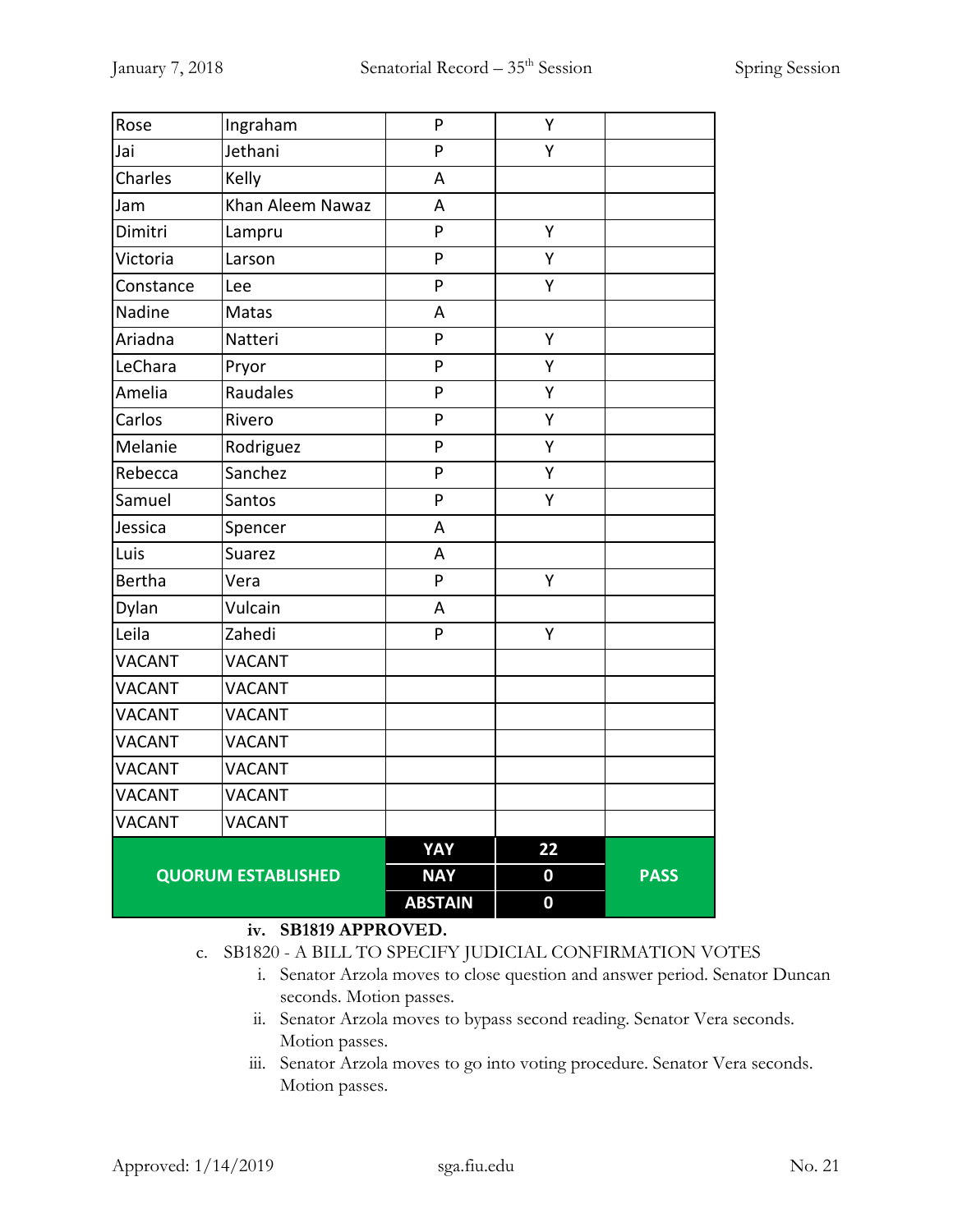| Rose | Ingraham | P | Y | |
|---|---|---|---|---|
| Jai | Jethani | P | Y | |
| Charles | Kelly | A | | |
| Jam | Khan Aleem Nawaz | A | | |
| Dimitri | Lampru | P | Y | |
| Victoria | Larson | P | Y | |
| Constance | Lee | P | Y | |
| Nadine | Matas | A | | |
| Ariadna | Natteri | P | Y | |
| LeChara | Pryor | P | Y | |
| Amelia | Raudales | P | Y | |
| Carlos | Rivero | P | Y | |
| Melanie | Rodriguez | P | Y | |
| Rebecca | Sanchez | P | Y | |
| Samuel | Santos | P | Y | |
| Jessica | Spencer | A | | |
| Luis | Suarez | A | | |
| Bertha | Vera | P | Y | |
| Dylan | Vulcain | A | | |
| Leila | Zahedi | P | Y | |
| VACANT | VACANT | | | |
| VACANT | VACANT | | | |
| VACANT | VACANT | | | |
| VACANT | VACANT | | | |
| VACANT | VACANT | | | |
| VACANT | VACANT | | | |
| VACANT | VACANT | | | |
| **QUORUM ESTABLISHED** | | **YAY** | **22** | **PASS** |
| | | **NAY** | **0** | |
| | | **ABSTAIN** | **0** | |

iv. **SB1819 APPROVED.**

c. SB1820 - A BILL TO SPECIFY JUDICIAL CONFIRMATION VOTES

i. Senator Arzola moves to close question and answer period. Senator Duncan seconds. Motion passes.

ii. Senator Arzola moves to bypass second reading. Senator Vera seconds. Motion passes.

iii. Senator Arzola moves to go into voting procedure. Senator Vera seconds. Motion passes.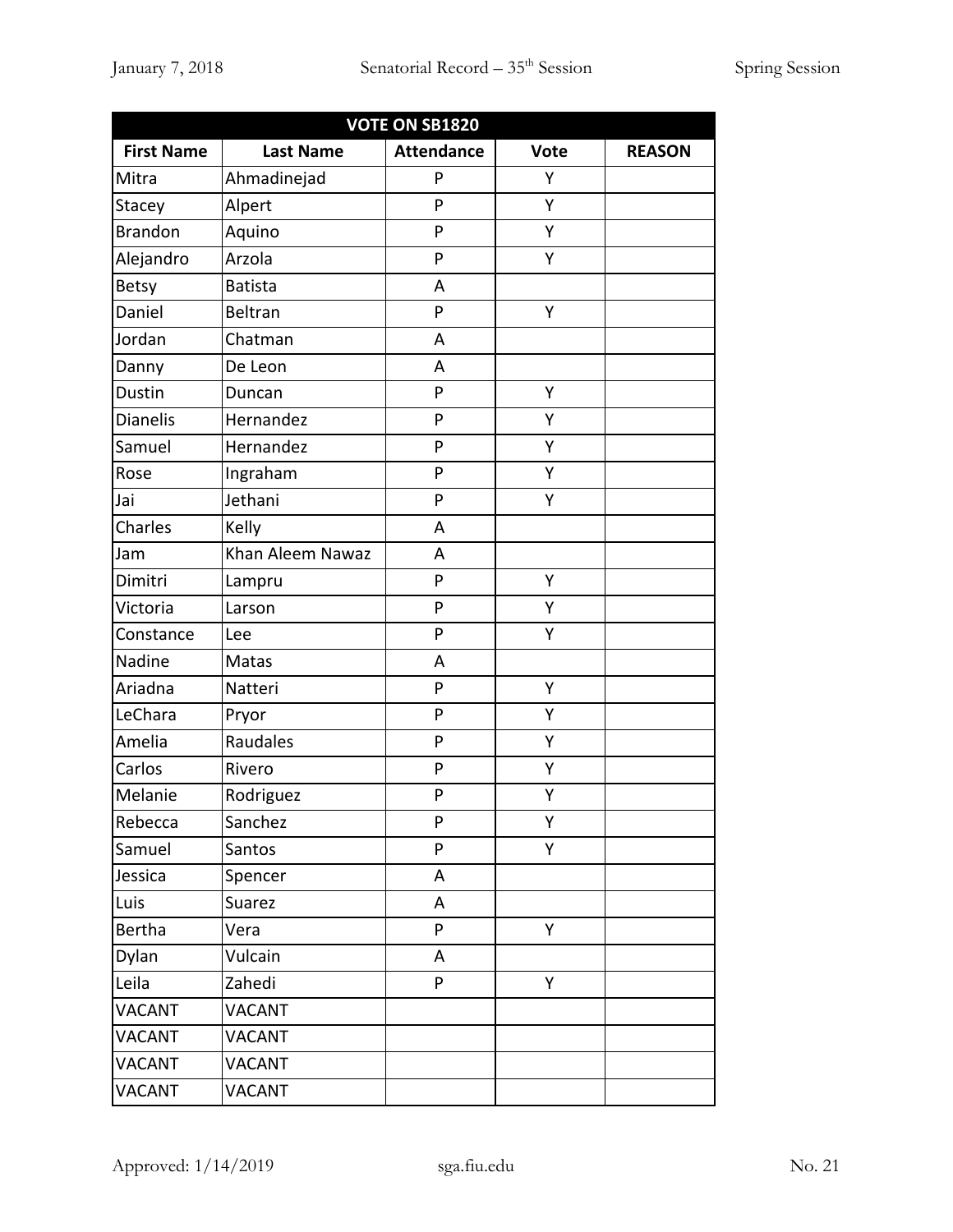| VOTE ON SB1820 | | | | |
|---|---|---|---|---|
| **First Name** | **Last Name** | **Attendance** | **Vote** | **REASON** |
| Mitra | Ahmadinejad | P | Y | |
| Stacey | Alpert | P | Y | |
| Brandon | Aquino | P | Y | |
| Alejandro | Arzola | P | Y | |
| Betsy | Batista | A | | |
| Daniel | Beltran | P | Y | |
| Jordan | Chatman | A | | |
| Danny | De Leon | A | | |
| Dustin | Duncan | P | Y | |
| Dianelis | Hernandez | P | Y | |
| Samuel | Hernandez | P | Y | |
| Rose | Ingraham | P | Y | |
| Jai | Jethani | P | Y | |
| Charles | Kelly | A | | |
| Jam | Khan Aleem Nawaz | A | | |
| Dimitri | Lampru | P | Y | |
| Victoria | Larson | P | Y | |
| Constance | Lee | P | Y | |
| Nadine | Matas | A | | |
| Ariadna | Natteri | P | Y | |
| LeChara | Pryor | P | Y | |
| Amelia | Raudales | P | Y | |
| Carlos | Rivero | P | Y | |
| Melanie | Rodriguez | P | Y | |
| Rebecca | Sanchez | P | Y | |
| Samuel | Santos | P | Y | |
| Jessica | Spencer | A | | |
| Luis | Suarez | A | | |
| Bertha | Vera | P | Y | |
| Dylan | Vulcain | A | | |
| Leila | Zahedi | P | Y | |
| VACANT | VACANT | | | |
| VACANT | VACANT | | | |
| VACANT | VACANT | | | |
| VACANT | VACANT | | | |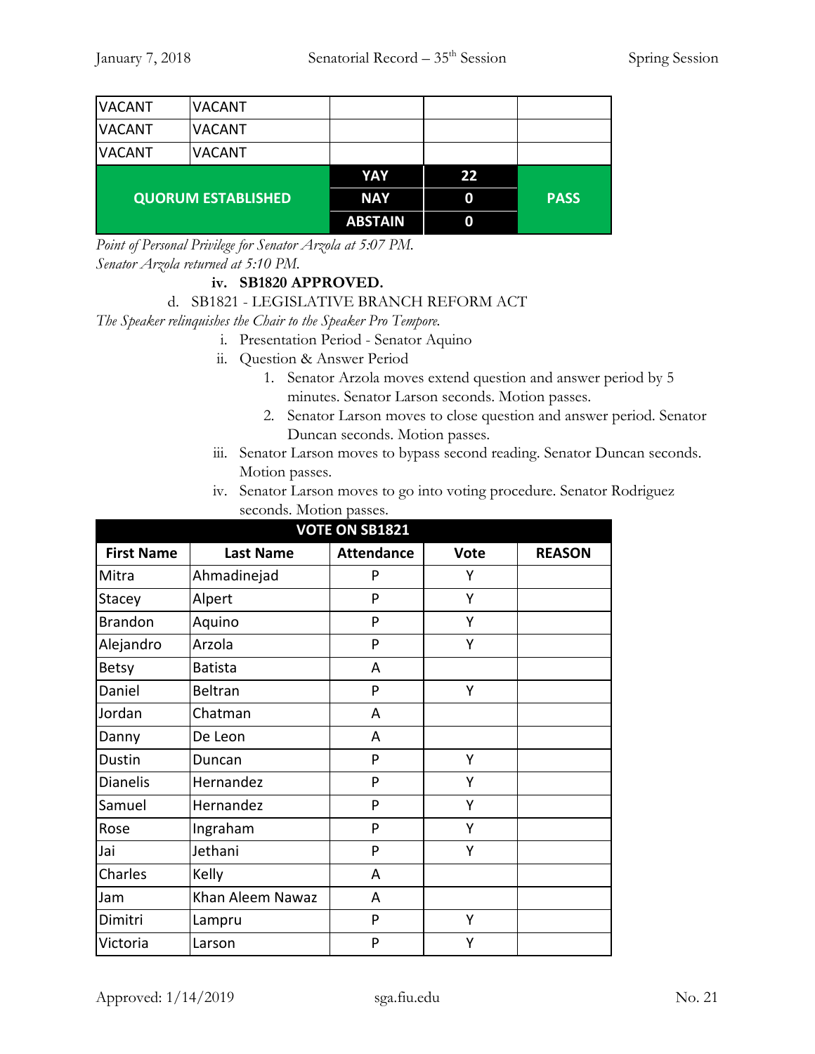| VACANT | VACANT | | | |
|---|---|---|---|---|
| VACANT | VACANT | | | |
| VACANT | VACANT | | | |
| **QUORUM ESTABLISHED** | | **YAY** | **22** | **PASS** |
| | | **NAY** | **0** | |
| | | **ABSTAIN** | **0** | |

*Point of Personal Privilege for Senator Arzola at 5:07 PM.*
*Senator Arzola returned at 5:10 PM.*

iv. **SB1820 APPROVED.**

d. SB1821 - LEGISLATIVE BRANCH REFORM ACT

*The Speaker relinquishes the Chair to the Speaker Pro Tempore.*

i. Presentation Period - Senator Aquino
ii. Question & Answer Period
   1. Senator Arzola moves extend question and answer period by 5 minutes. Senator Larson seconds. Motion passes.
   2. Senator Larson moves to close question and answer period. Senator Duncan seconds. Motion passes.
iii. Senator Larson moves to bypass second reading. Senator Duncan seconds. Motion passes.
iv. Senator Larson moves to go into voting procedure. Senator Rodriguez seconds. Motion passes.

| VOTE ON SB1821 | | | | |
|---|---|---|---|---|
| **First Name** | **Last Name** | **Attendance** | **Vote** | **REASON** |
| Mitra | Ahmadinejad | P | Y | |
| Stacey | Alpert | P | Y | |
| Brandon | Aquino | P | Y | |
| Alejandro | Arzola | P | Y | |
| Betsy | Batista | A | | |
| Daniel | Beltran | P | Y | |
| Jordan | Chatman | A | | |
| Danny | De Leon | A | | |
| Dustin | Duncan | P | Y | |
| Dianelis | Hernandez | P | Y | |
| Samuel | Hernandez | P | Y | |
| Rose | Ingraham | P | Y | |
| Jai | Jethani | P | Y | |
| Charles | Kelly | A | | |
| Jam | Khan Aleem Nawaz | A | | |
| Dimitri | Lampru | P | Y | |
| Victoria | Larson | P | Y | |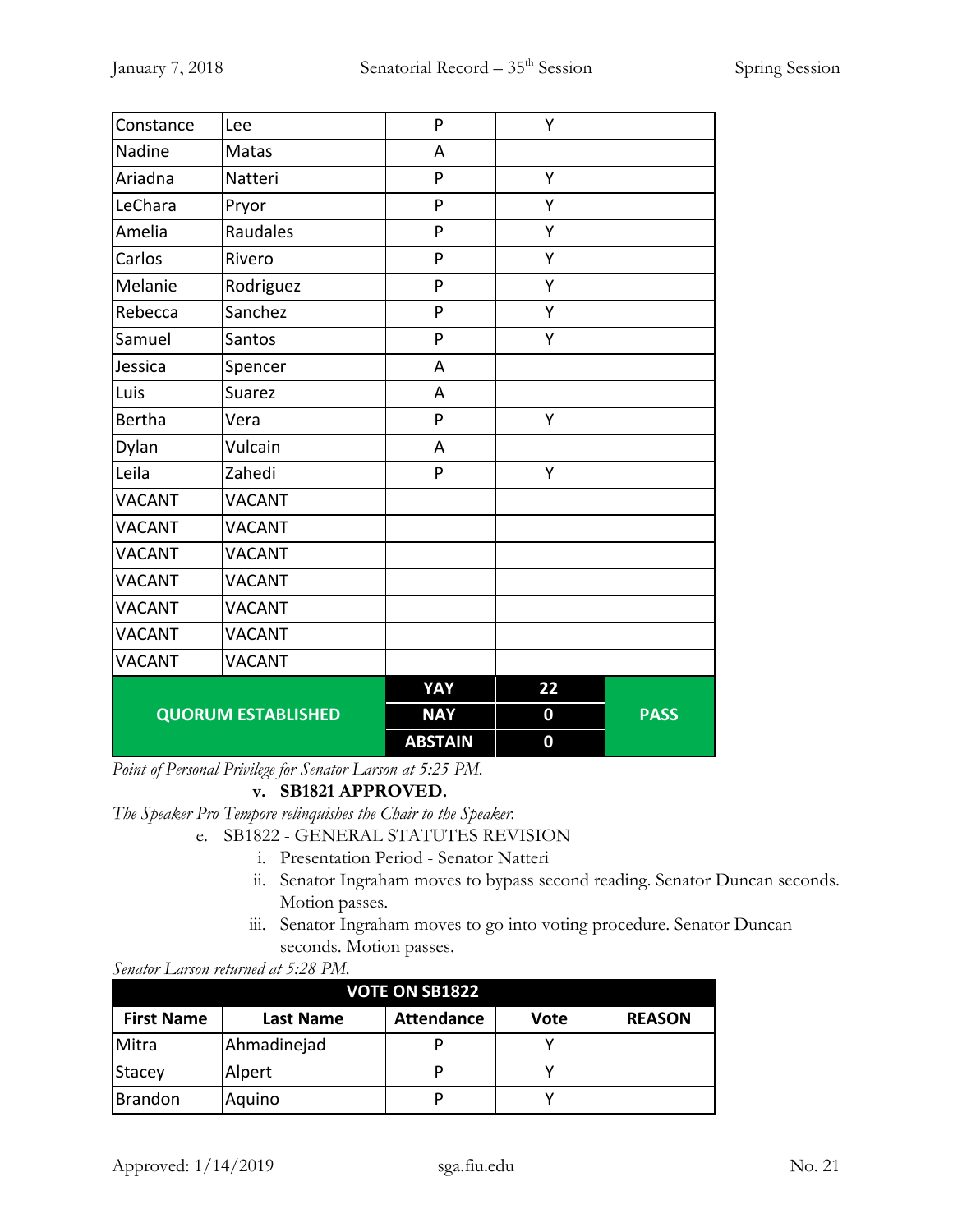| | | | | |
|---|---|---|---|---|
| Constance | Lee | P | Y | |
| Nadine | Matas | A | | |
| Ariadna | Natteri | P | Y | |
| LeChara | Pryor | P | Y | |
| Amelia | Raudales | P | Y | |
| Carlos | Rivero | P | Y | |
| Melanie | Rodriguez | P | Y | |
| Rebecca | Sanchez | P | Y | |
| Samuel | Santos | P | Y | |
| Jessica | Spencer | A | | |
| Luis | Suarez | A | | |
| Bertha | Vera | P | Y | |
| Dylan | Vulcain | A | | |
| Leila | Zahedi | P | Y | |
| VACANT | VACANT | | | |
| VACANT | VACANT | | | |
| VACANT | VACANT | | | |
| VACANT | VACANT | | | |
| VACANT | VACANT | | | |
| VACANT | VACANT | | | |
| VACANT | VACANT | | | |
| **QUORUM ESTABLISHED** | | **YAY** | **22** | **PASS** |
| | | **NAY** | **0** | |
| | | **ABSTAIN** | **0** | |

*Point of Personal Privilege for Senator Larson at 5:25 PM.*

v. **SB1821 APPROVED.**

*The Speaker Pro Tempore relinquishes the Chair to the Speaker.*

e. SB1822 - GENERAL STATUTES REVISION
   i. Presentation Period - Senator Natteri
   ii. Senator Ingraham moves to bypass second reading. Senator Duncan seconds. Motion passes.
   iii. Senator Ingraham moves to go into voting procedure. Senator Duncan seconds. Motion passes.

*Senator Larson returned at 5:28 PM.*

| VOTE ON SB1822 | | | | |
|---|---|---|---|---|
| **First Name** | **Last Name** | **Attendance** | **Vote** | **REASON** |
| Mitra | Ahmadinejad | P | Y | |
| Stacey | Alpert | P | Y | |
| Brandon | Aquino | P | Y | |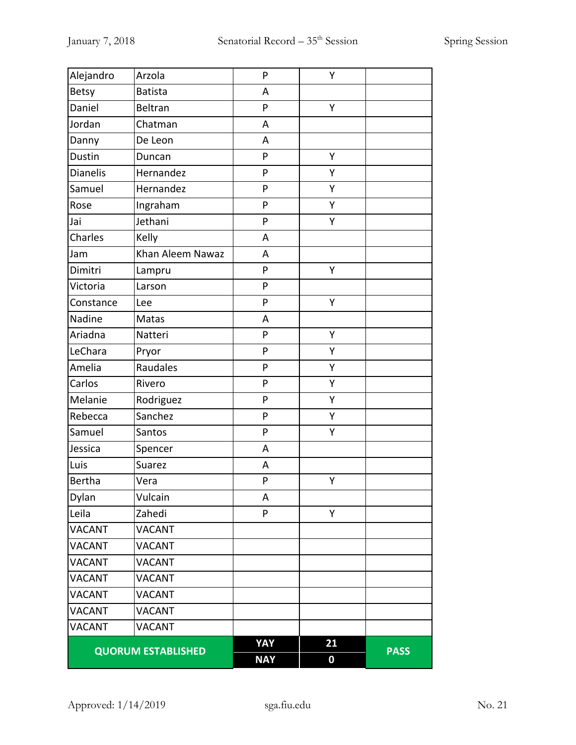| | | | | |
|---|---|---|---|---|
| Alejandro | Arzola | P | Y | |
| Betsy | Batista | A | | |
| Daniel | Beltran | P | Y | |
| Jordan | Chatman | A | | |
| Danny | De Leon | A | | |
| Dustin | Duncan | P | Y | |
| Dianelis | Hernandez | P | Y | |
| Samuel | Hernandez | P | Y | |
| Rose | Ingraham | P | Y | |
| Jai | Jethani | P | Y | |
| Charles | Kelly | A | | |
| Jam | Khan Aleem Nawaz | A | | |
| Dimitri | Lampru | P | Y | |
| Victoria | Larson | P | | |
| Constance | Lee | P | Y | |
| Nadine | Matas | A | | |
| Ariadna | Natteri | P | Y | |
| LeChara | Pryor | P | Y | |
| Amelia | Raudales | P | Y | |
| Carlos | Rivero | P | Y | |
| Melanie | Rodriguez | P | Y | |
| Rebecca | Sanchez | P | Y | |
| Samuel | Santos | P | Y | |
| Jessica | Spencer | A | | |
| Luis | Suarez | A | | |
| Bertha | Vera | P | Y | |
| Dylan | Vulcain | A | | |
| Leila | Zahedi | P | Y | |
| VACANT | VACANT | | | |
| VACANT | VACANT | | | |
| VACANT | VACANT | | | |
| VACANT | VACANT | | | |
| VACANT | VACANT | | | |
| VACANT | VACANT | | | |
| VACANT | VACANT | | | |
| **QUORUM ESTABLISHED** | | **YAY** | **21** | **PASS** |
| | | **NAY** | **0** | |

Approved: 1/14/2019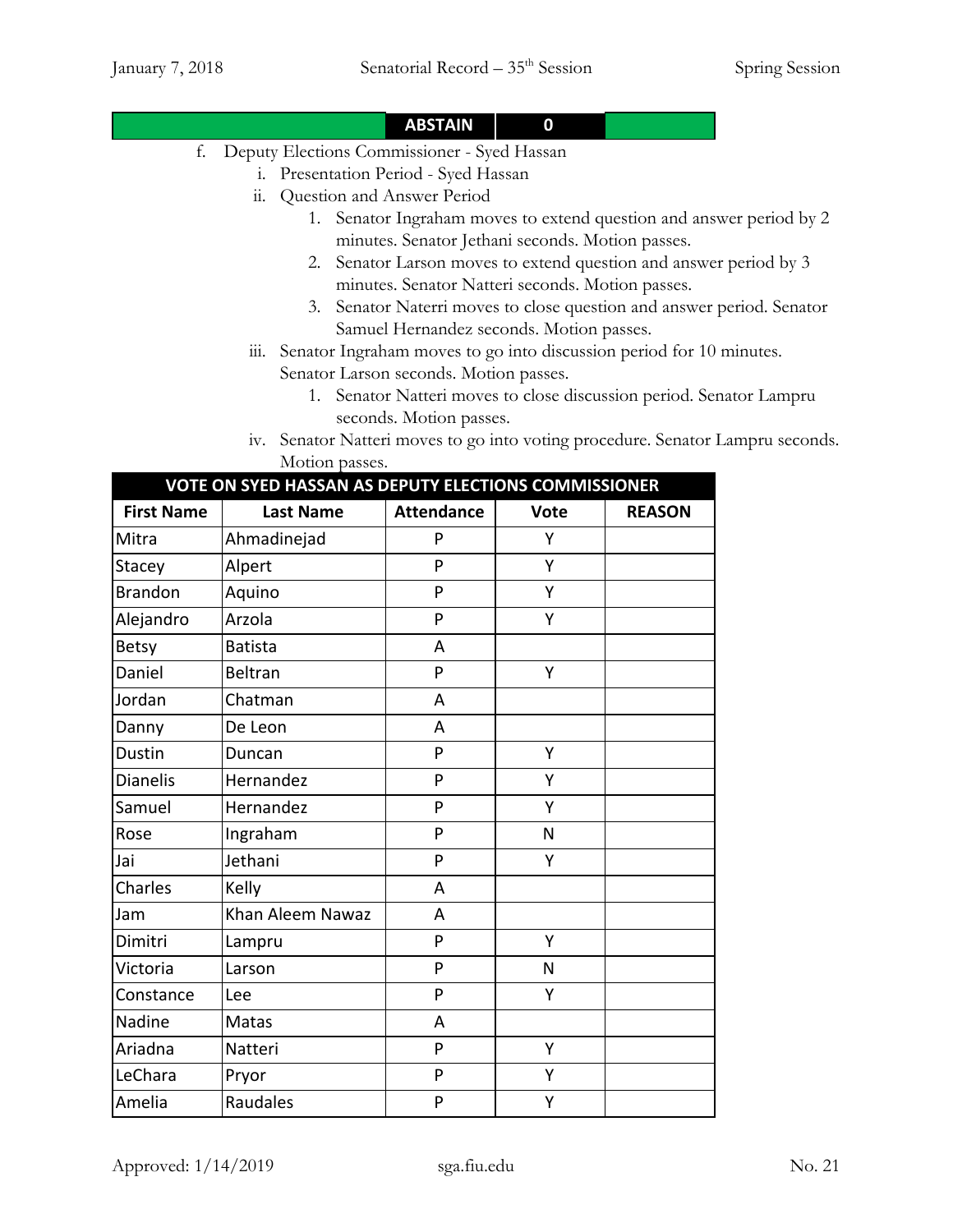| | | ABSTAIN | 0 | |
|---|---|---|---|---|

f. Deputy Elections Commissioner - Syed Hassan
   i. Presentation Period - Syed Hassan
   ii. Question and Answer Period
      1. Senator Ingraham moves to extend question and answer period by 2 minutes. Senator Jethani seconds. Motion passes.
      2. Senator Larson moves to extend question and answer period by 3 minutes. Senator Natteri seconds. Motion passes.
      3. Senator Naterri moves to close question and answer period. Senator Samuel Hernandez seconds. Motion passes.
   iii. Senator Ingraham moves to go into discussion period for 10 minutes. Senator Larson seconds. Motion passes.
      1. Senator Natteri moves to close discussion period. Senator Lampru seconds. Motion passes.
   iv. Senator Natteri moves to go into voting procedure. Senator Lampru seconds. Motion passes.

| VOTE ON SYED HASSAN AS DEPUTY ELECTIONS COMMISSIONER | | | | |
|---|---|---|---|---|
| **First Name** | **Last Name** | **Attendance** | **Vote** | **REASON** |
| Mitra | Ahmadinejad | P | Y | |
| Stacey | Alpert | P | Y | |
| Brandon | Aquino | P | Y | |
| Alejandro | Arzola | P | Y | |
| Betsy | Batista | A | | |
| Daniel | Beltran | P | Y | |
| Jordan | Chatman | A | | |
| Danny | De Leon | A | | |
| Dustin | Duncan | P | Y | |
| Dianelis | Hernandez | P | Y | |
| Samuel | Hernandez | P | Y | |
| Rose | Ingraham | P | N | |
| Jai | Jethani | P | Y | |
| Charles | Kelly | A | | |
| Jam | Khan Aleem Nawaz | A | | |
| Dimitri | Lampru | P | Y | |
| Victoria | Larson | P | N | |
| Constance | Lee | P | Y | |
| Nadine | Matas | A | | |
| Ariadna | Natteri | P | Y | |
| LeChara | Pryor | P | Y | |
| Amelia | Raudales | P | Y | |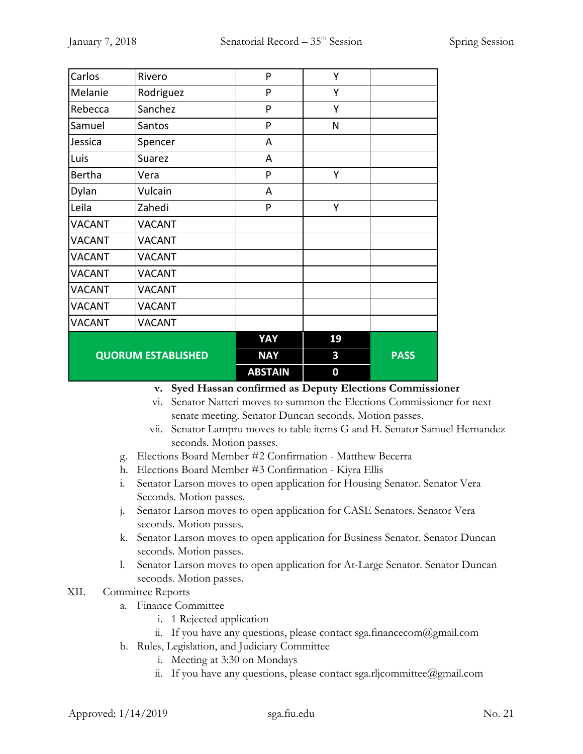| Carlos | Rivero | P | Y | |
|---|---|---|---|---|
| Melanie | Rodriguez | P | Y | |
| Rebecca | Sanchez | P | Y | |
| Samuel | Santos | P | N | |
| Jessica | Spencer | A | | |
| Luis | Suarez | A | | |
| Bertha | Vera | P | Y | |
| Dylan | Vulcain | A | | |
| Leila | Zahedi | P | Y | |
| VACANT | VACANT | | | |
| VACANT | VACANT | | | |
| VACANT | VACANT | | | |
| VACANT | VACANT | | | |
| VACANT | VACANT | | | |
| VACANT | VACANT | | | |
| VACANT | VACANT | | | |
| **QUORUM ESTABLISHED** | | **YAY** | **19** | **PASS** |
| | | **NAY** | **3** | |
| | | **ABSTAIN** | **0** | |

v. **Syed Hassan confirmed as Deputy Elections Commissioner**

vi. Senator Natteri moves to summon the Elections Commissioner for next senate meeting. Senator Duncan seconds. Motion passes.

vii. Senator Lampru moves to table items G and H. Senator Samuel Hernandez seconds. Motion passes.

g. Elections Board Member #2 Confirmation - Matthew Becerra

h. Elections Board Member #3 Confirmation - Kiyra Ellis

i. Senator Larson moves to open application for Housing Senator. Senator Vera Seconds. Motion passes.

j. Senator Larson moves to open application for CASE Senators. Senator Vera seconds. Motion passes.

k. Senator Larson moves to open application for Business Senator. Senator Duncan seconds. Motion passes.

l. Senator Larson moves to open application for At-Large Senator. Senator Duncan seconds. Motion passes.

XII. Committee Reports

a. Finance Committee

i. 1 Rejected application

ii. If you have any questions, please contact sga.financecom@gmail.com

b. Rules, Legislation, and Judiciary Committee

i. Meeting at 3:30 on Mondays

ii. If you have any questions, please contact sga.rljcommittee@gmail.com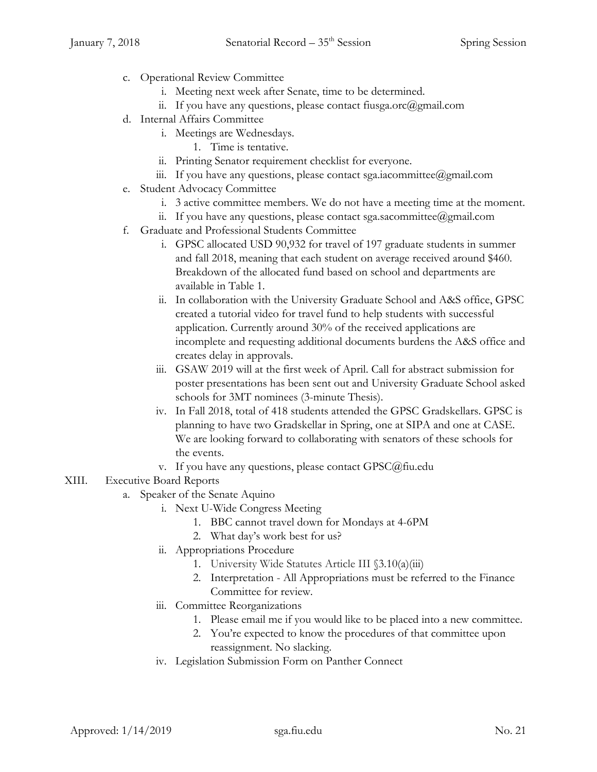c. Operational Review Committee
   i. Meeting next week after Senate, time to be determined.
   ii. If you have any questions, please contact fiusga.orc@gmail.com
d. Internal Affairs Committee
   i. Meetings are Wednesdays.
      1. Time is tentative.
   ii. Printing Senator requirement checklist for everyone.
   iii. If you have any questions, please contact sga.iacommittee@gmail.com
e. Student Advocacy Committee
   i. 3 active committee members. We do not have a meeting time at the moment.
   ii. If you have any questions, please contact sga.sacommittee@gmail.com
f. Graduate and Professional Students Committee
   i. GPSC allocated USD 90,932 for travel of 197 graduate students in summer and fall 2018, meaning that each student on average received around $460. Breakdown of the allocated fund based on school and departments are available in Table 1.
   ii. In collaboration with the University Graduate School and A&S office, GPSC created a tutorial video for travel fund to help students with successful application. Currently around 30% of the received applications are incomplete and requesting additional documents burdens the A&S office and creates delay in approvals.
   iii. GSAW 2019 will at the first week of April. Call for abstract submission for poster presentations has been sent out and University Graduate School asked schools for 3MT nominees (3-minute Thesis).
   iv. In Fall 2018, total of 418 students attended the GPSC Gradskellars. GPSC is planning to have two Gradskellar in Spring, one at SIPA and one at CASE. We are looking forward to collaborating with senators of these schools for the events.
   v. If you have any questions, please contact GPSC@fiu.edu

XIII. Executive Board Reports

a. Speaker of the Senate Aquino
   i. Next U-Wide Congress Meeting
      1. BBC cannot travel down for Mondays at 4-6PM
      2. What day's work best for us?
   ii. Appropriations Procedure
      1. University Wide Statutes Article III §3.10(a)(iii)
      2. Interpretation - All Appropriations must be referred to the Finance Committee for review.
   iii. Committee Reorganizations
      1. Please email me if you would like to be placed into a new committee.
      2. You're expected to know the procedures of that committee upon reassignment. No slacking.
   iv. Legislation Submission Form on Panther Connect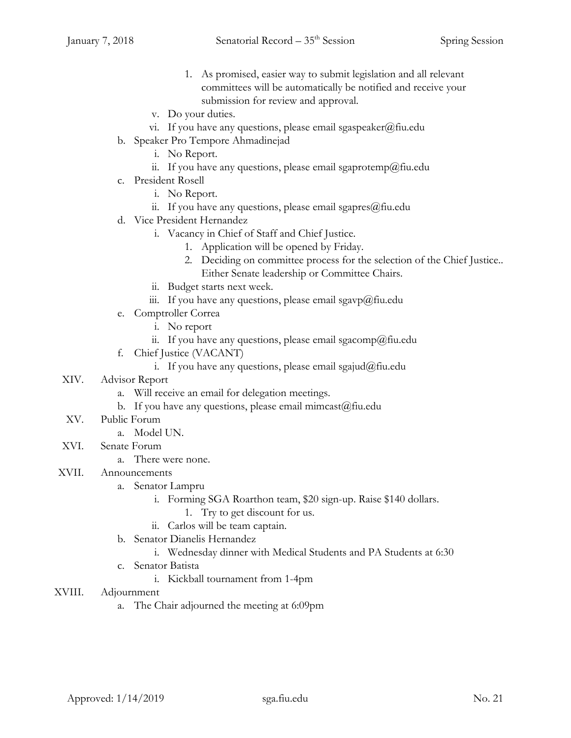1. As promised, easier way to submit legislation and all relevant committees will be automatically be notified and receive your submission for review and approval.

   v. Do your duties.

   vi. If you have any questions, please email sgaspeaker@fiu.edu

b. Speaker Pro Tempore Ahmadinejad
   i. No Report.
   ii. If you have any questions, please email sgaprotemp@fiu.edu

c. President Rosell
   i. No Report.
   ii. If you have any questions, please email sgapres@fiu.edu

d. Vice President Hernandez
   i. Vacancy in Chief of Staff and Chief Justice.
      1. Application will be opened by Friday.
      2. Deciding on committee process for the selection of the Chief Justice.. Either Senate leadership or Committee Chairs.
   ii. Budget starts next week.
   iii. If you have any questions, please email sgavp@fiu.edu

e. Comptroller Correa
   i. No report
   ii. If you have any questions, please email sgacomp@fiu.edu

f. Chief Justice (VACANT)
   i. If you have any questions, please email sgajud@fiu.edu

XIV. Advisor Report
   a. Will receive an email for delegation meetings.
   b. If you have any questions, please email mimcast@fiu.edu

XV. Public Forum
   a. Model UN.

XVI. Senate Forum
   a. There were none.

XVII. Announcements
   a. Senator Lampru
      i. Forming SGA Roarthon team, $20 sign-up. Raise $140 dollars.
         1. Try to get discount for us.
      ii. Carlos will be team captain.
   b. Senator Dianelis Hernandez
      i. Wednesday dinner with Medical Students and PA Students at 6:30
   c. Senator Batista
      i. Kickball tournament from 1-4pm

XVIII. Adjournment
   a. The Chair adjourned the meeting at 6:09pm

Approved: 1/14/2019